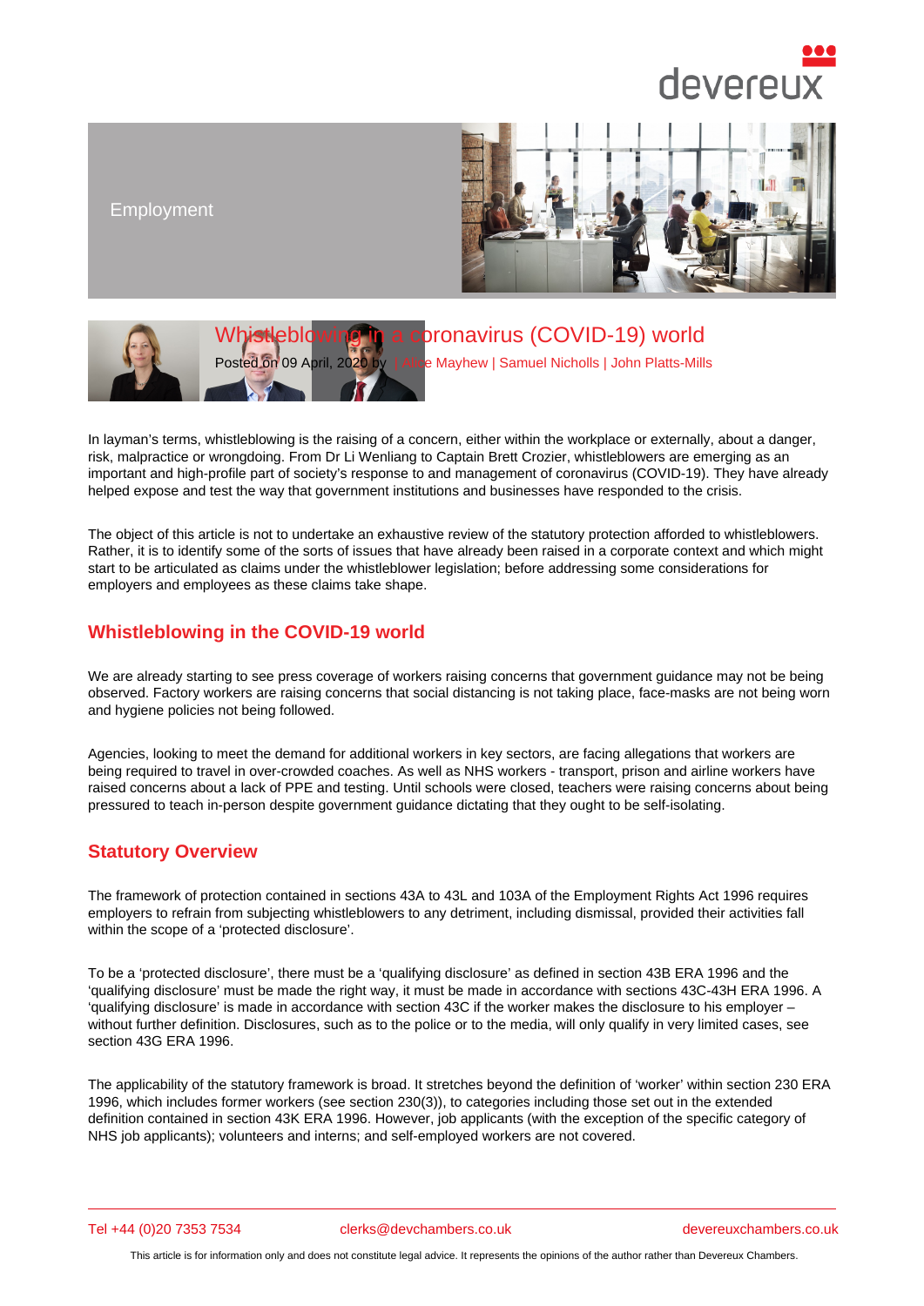Employment

# Whistleblowing in a coronavirus (COVID-19) world

Posted on 09 April, 2020 by | Alice Mayhew | Samuel Nicholls | John Platts-Mills

In layman's terms, whistleblowing is the raising of a concern, either within the workplace or externally, about a danger, risk, malpractice or wrongdoing. From Dr Li Wenliang to Captain Brett Crozier, whistleblowers are emerging as an important and high-profile part of society's response to and management of coronavirus (COVID-19). They have already helped expose and test the way that government institutions and businesses have responded to the crisis.

The object of this article is not to undertake an exhaustive review of the statutory protection afforded to whistleblowers. Rather, it is to identify some of the sorts of issues that have already been raised in a corporate context and which might start to be articulated as claims under the whistleblower legislation; before addressing some considerations for employers and employees as these claims take shape.

## Whistleblowing in the COVID-19 world

We are already starting to see press coverage of workers raising concerns that government guidance may not be being observed. Factory workers are raising concerns that social distancing is not taking place, face-masks are not being worn and hygiene policies not being followed.

Agencies, looking to meet the demand for additional workers in key sectors, are facing allegations that workers are being required to travel in over-crowded coaches. As well as NHS workers - transport, prison and airline workers have raised concerns about a lack of PPE and testing. Until schools were closed, teachers were raising concerns about being pressured to teach in-person despite government guidance dictating that they ought to be self-isolating.

## Statutory Overview

The framework of protection contained in sections 43A to 43L and 103A of the Employment Rights Act 1996 requires employers to refrain from subjecting whistleblowers to any detriment, including dismissal, provided their activities fall within the scope of a 'protected disclosure'.

To be a 'protected disclosure', there must be a 'qualifying disclosure' as defined in section 43B ERA 1996 and the 'qualifying disclosure' must be made the right way, it must be made in accordance with sections 43C-43H ERA 1996. A 'qualifying disclosure' is made in accordance with section 43C if the worker makes the disclosure to his employer – without further definition. Disclosures, such as to the police or to the media, will only qualify in very limited cases, see section 43G ERA 1996.

The applicability of the statutory framework is broad. It stretches beyond the definition of 'worker' within section 230 ERA 1996, which includes former workers (see section 230(3)), to categories including those set out in the extended definition contained in section 43K ERA 1996. However, job applicants (with the exception of the specific category of NHS job applicants); volunteers and interns; and self-employed workers are not covered.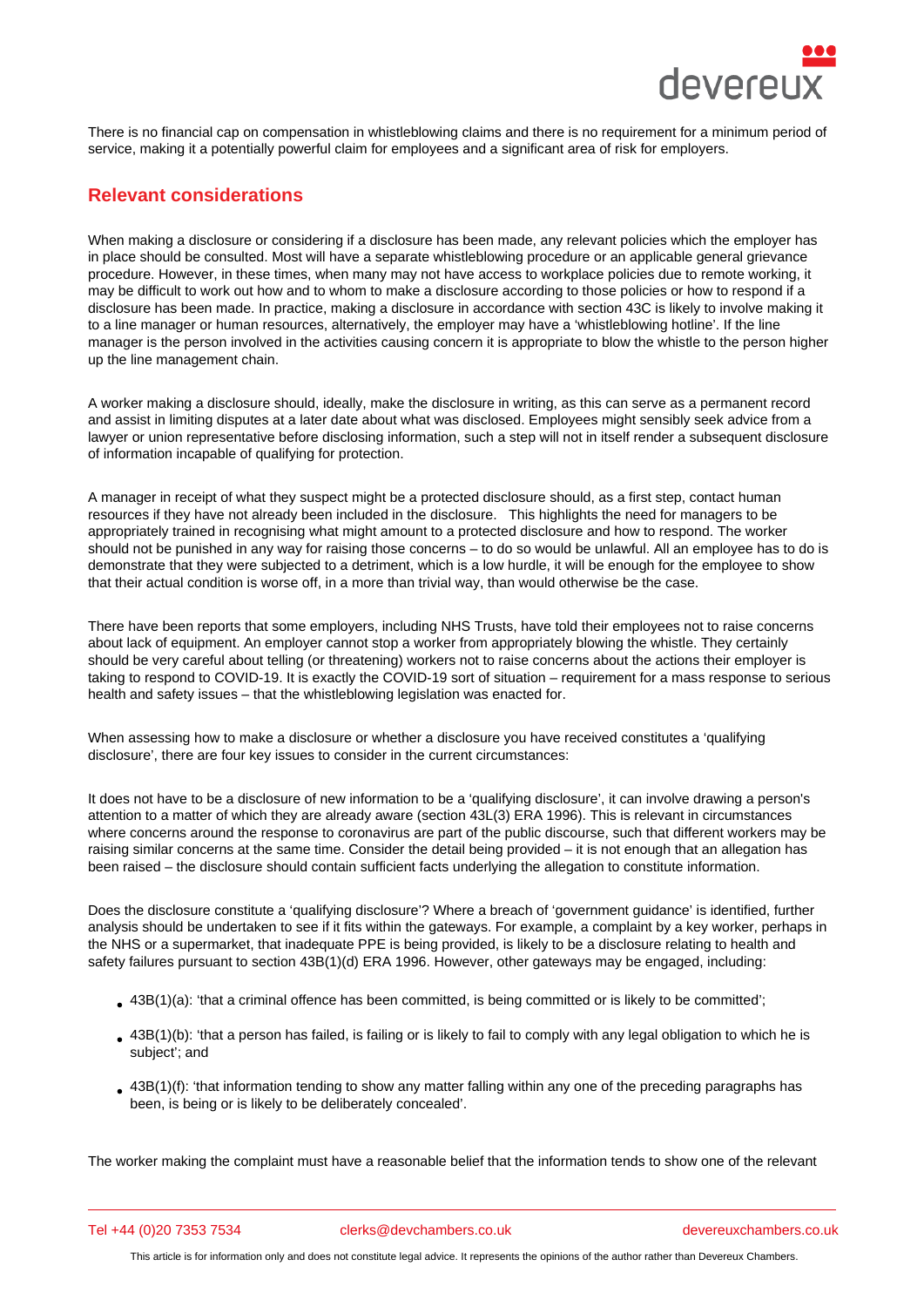There is no financial cap on compensation in whistleblowing claims and there is no requirement for a minimum period of service, making it a potentially powerful claim for employees and a significant area of risk for employers.

## Relevant considerations

When making a disclosure or considering if a disclosure has been made, any relevant policies which the employer has in place should be consulted. Most will have a separate whistleblowing procedure or an applicable general grievance procedure. However, in these times, when many may not have access to workplace policies due to remote working, it may be difficult to work out how and to whom to make a disclosure according to those policies or how to respond if a disclosure has been made. In practice, making a disclosure in accordance with section 43C is likely to involve making it to a line manager or human resources, alternatively, the employer may have a 'whistleblowing hotline'. If the line manager is the person involved in the activities causing concern it is appropriate to blow the whistle to the person higher up the line management chain.

A worker making a disclosure should, ideally, make the disclosure in writing, as this can serve as a permanent record and assist in limiting disputes at a later date about what was disclosed. Employees might sensibly seek advice from a lawyer or union representative before disclosing information, such a step will not in itself render a subsequent disclosure of information incapable of qualifying for protection.

A manager in receipt of what they suspect might be a protected disclosure should, as a first step, contact human resources if they have not already been included in the disclosure. This highlights the need for managers to be appropriately trained in recognising what might amount to a protected disclosure and how to respond. The worker should not be punished in any way for raising those concerns – to do so would be unlawful. All an employee has to do is demonstrate that they were subjected to a detriment, which is a low hurdle, it will be enough for the employee to show that their actual condition is worse off, in a more than trivial way, than would otherwise be the case.

There have been reports that some employers, including NHS Trusts, have told their employees not to raise concerns about lack of equipment. An employer cannot stop a worker from appropriately blowing the whistle. They certainly should be very careful about telling (or threatening) workers not to raise concerns about the actions their employer is taking to respond to COVID-19. It is exactly the COVID-19 sort of situation – requirement for a mass response to serious health and safety issues – that the whistleblowing legislation was enacted for.

When assessing how to make a disclosure or whether a disclosure you have received constitutes a 'qualifying disclosure', there are four key issues to consider in the current circumstances:

It does not have to be a disclosure of new information to be a 'qualifying disclosure', it can involve drawing a person's attention to a matter of which they are already aware (section 43L(3) ERA 1996). This is relevant in circumstances where concerns around the response to coronavirus are part of the public discourse, such that different workers may be raising similar concerns at the same time. Consider the detail being provided – it is not enough that an allegation has been raised – the disclosure should contain sufficient facts underlying the allegation to constitute information.

Does the disclosure constitute a 'qualifying disclosure'? Where a breach of 'government guidance' is identified, further analysis should be undertaken to see if it fits within the gateways. For example, a complaint by a key worker, perhaps in the NHS or a supermarket, that inadequate PPE is being provided, is likely to be a disclosure relating to health and safety failures pursuant to section 43B(1)(d) ERA 1996. However, other gateways may be engaged, including:

- 43B(1)(a): 'that a criminal offence has been committed, is being committed or is likely to be committed';
- 43B(1)(b): 'that a person has failed, is failing or is likely to fail to comply with any legal obligation to which he is subject'; and
- 43B(1)(f): 'that information tending to show any matter falling within any one of the preceding paragraphs has been, is being or is likely to be deliberately concealed'.

The worker making the complaint must have a reasonable belief that the information tends to show one of the relevant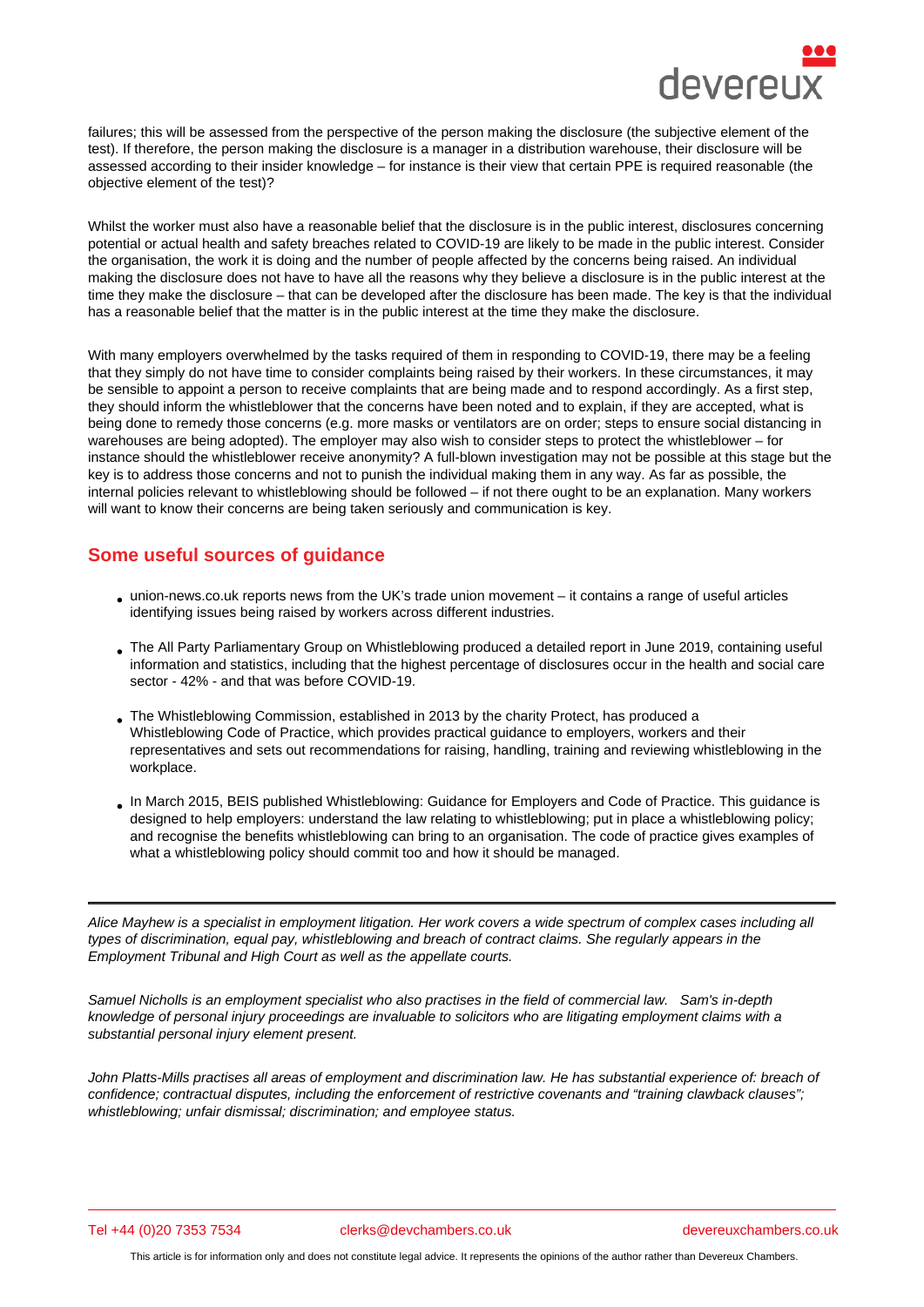failures; this will be assessed from the perspective of the person making the disclosure (the subjective element of the test). If therefore, the person making the disclosure is a manager in a distribution warehouse, their disclosure will be assessed according to their insider knowledge – for instance is their view that certain PPE is required reasonable (the objective element of the test)?

Whilst the worker must also have a reasonable belief that the disclosure is in the public interest, disclosures concerning potential or actual health and safety breaches related to COVID-19 are likely to be made in the public interest. Consider the organisation, the work it is doing and the number of people affected by the concerns being raised. An individual making the disclosure does not have to have all the reasons why they believe a disclosure is in the public interest at the time they make the disclosure – that can be developed after the disclosure has been made. The key is that the individual has a reasonable belief that the matter is in the public interest at the time they make the disclosure.

With many employers overwhelmed by the tasks required of them in responding to COVID-19, there may be a feeling that they simply do not have time to consider complaints being raised by their workers. In these circumstances, it may be sensible to appoint a person to receive complaints that are being made and to respond accordingly. As a first step, they should inform the whistleblower that the concerns have been noted and to explain, if they are accepted, what is being done to remedy those concerns (e.g. more masks or ventilators are on order; steps to ensure social distancing in warehouses are being adopted). The employer may also wish to consider steps to protect the whistleblower – for instance should the whistleblower receive anonymity? A full-blown investigation may not be possible at this stage but the key is to address those concerns and not to punish the individual making them in any way. As far as possible, the internal policies relevant to whistleblowing should be followed – if not there ought to be an explanation. Many workers will want to know their concerns are being taken seriously and communication is key.

## Some useful sources of guidance

- union-news.co.uk reports news from the UK's trade union movement – it contains a range of useful articles identifying issues being raised by workers across different industries.
- The All Party Parliamentary Group on Whistleblowing produced a detailed report in June 2019, containing useful information and statistics, including that the highest percentage of disclosures occur in the health and social care sector - 42% - and that was before COVID-19.
- The Whistleblowing Commission, established in 2013 by the charity Protect, has produced a Whistleblowing Code of Practice, which provides practical guidance to employers, workers and their representatives and sets out recommendations for raising, handling, training and reviewing whistleblowing in the workplace.
- In March 2015, BEIS published Whistleblowing: Guidance for Employers and Code of Practice. This guidance is designed to help employers: understand the law relating to whistleblowing; put in place a whistleblowing policy; and recognise the benefits whistleblowing can bring to an organisation. The code of practice gives examples of what a whistleblowing policy should commit too and how it should be managed.

---

*Alice Mayhew is a specialist in employment litigation. Her work covers a wide spectrum of complex cases including all types of discrimination, equal pay, whistleblowing and breach of contract claims. She regularly appears in the Employment Tribunal and High Court as well as the appellate courts.*

*Samuel Nicholls is an employment specialist who also practises in the field of commercial law. Sam's in-depth knowledge of personal injury proceedings are invaluable to solicitors who are litigating employment claims with a substantial personal injury element present.*

*John Platts-Mills practises all areas of employment and discrimination law. He has substantial experience of: breach of confidence; contractual disputes, including the enforcement of restrictive covenants and "training clawback clauses"; whistleblowing; unfair dismissal; discrimination; and employee status.*